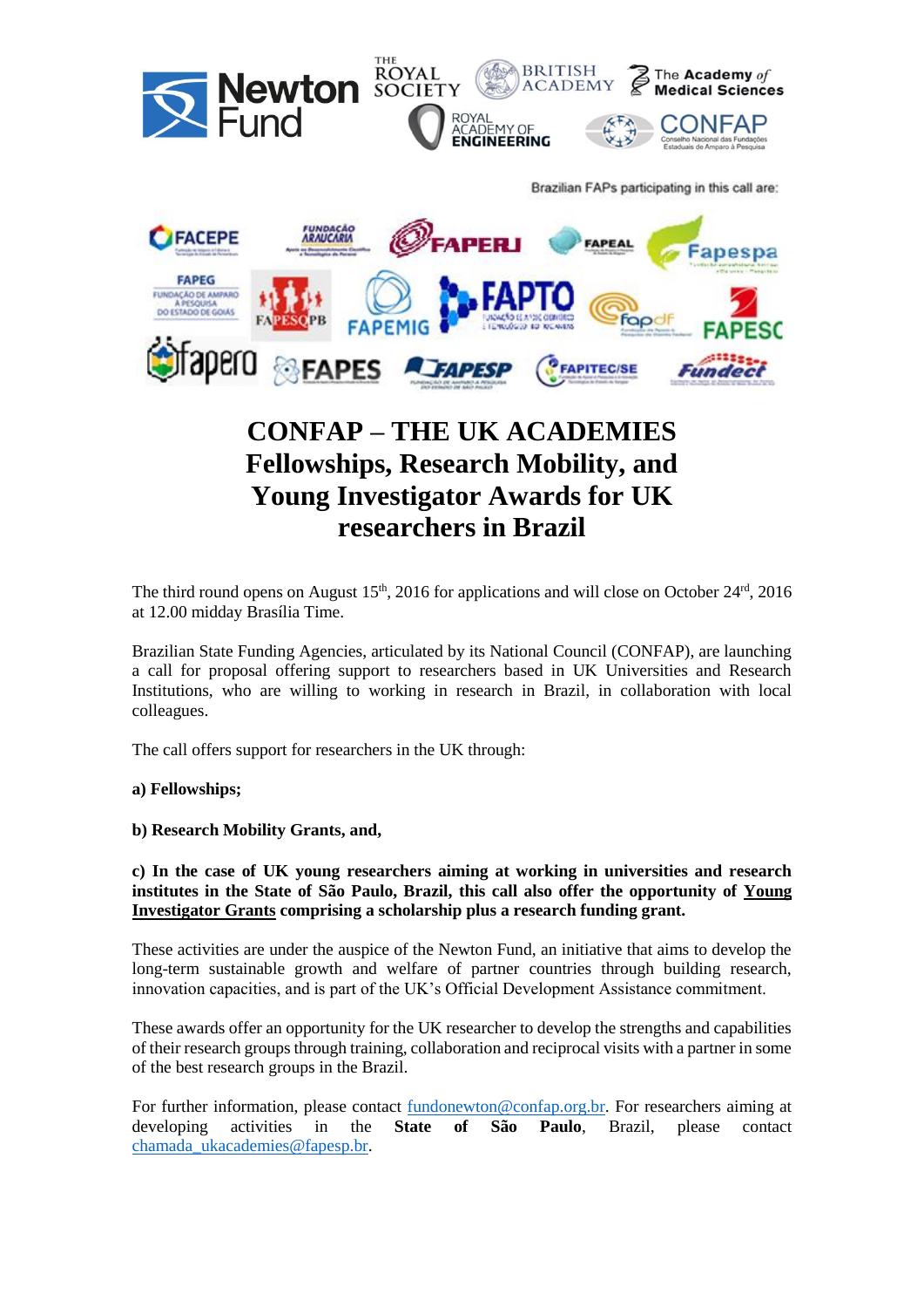Brazilian FAPs participating in this call are:

# CONFAP – THE UK ACADEMIES Fellowships, Research Mobility, and Young Investigator Awards for UK researchers in Brazil

The third round opens on August 15th, 2016 for applications and will close on October 24rd, 2016 at 12.00 midday Brasília Time.

Brazilian State Funding Agencies, articulated by its National Council (CONFAP), are launching a call for proposal offering support to researchers based in UK Universities and Research Institutions, who are willing to working in research in Brazil, in collaboration with local colleagues.

The call offers support for researchers in the UK through:

**a) Fellowships;**

**b) Research Mobility Grants, and,**

**c) In the case of UK young researchers aiming at working in universities and research institutes in the State of São Paulo, Brazil, this call also offer the opportunity of Young Investigator Grants comprising a scholarship plus a research funding grant.**

These activities are under the auspice of the Newton Fund, an initiative that aims to develop the long-term sustainable growth and welfare of partner countries through building research, innovation capacities, and is part of the UK's Official Development Assistance commitment.

These awards offer an opportunity for the UK researcher to develop the strengths and capabilities of their research groups through training, collaboration and reciprocal visits with a partner in some of the best research groups in the Brazil.

For further information, please contact fundonewton@confap.org.br. For researchers aiming at developing activities in the **State of São Paulo**, Brazil, please contact chamada_ukacademies@fapesp.br.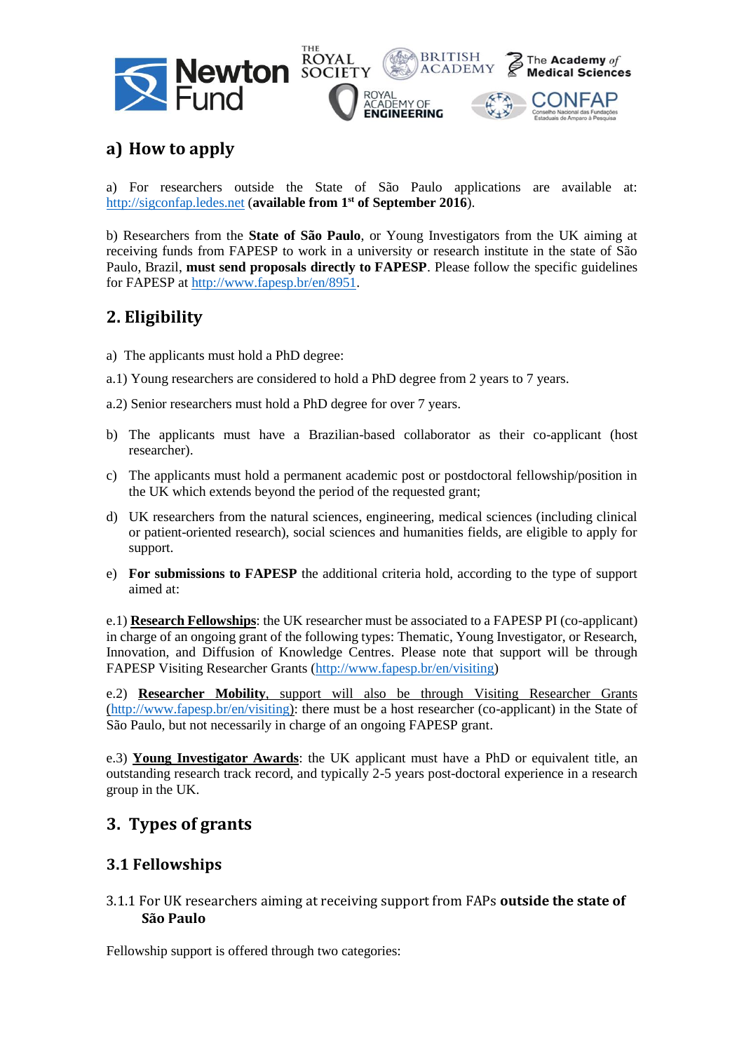## a) How to apply

a) For researchers outside the State of São Paulo applications are available at: http://sigconfap.ledes.net (**available from 1st of September 2016**).

b) Researchers from the **State of São Paulo**, or Young Investigators from the UK aiming at receiving funds from FAPESP to work in a university or research institute in the state of São Paulo, Brazil, **must send proposals directly to FAPESP**. Please follow the specific guidelines for FAPESP at http://www.fapesp.br/en/8951.

## 2. Eligibility

a) The applicants must hold a PhD degree:

a.1) Young researchers are considered to hold a PhD degree from 2 years to 7 years.

a.2) Senior researchers must hold a PhD degree for over 7 years.

b) The applicants must have a Brazilian-based collaborator as their co-applicant (host researcher).

c) The applicants must hold a permanent academic post or postdoctoral fellowship/position in the UK which extends beyond the period of the requested grant;

d) UK researchers from the natural sciences, engineering, medical sciences (including clinical or patient-oriented research), social sciences and humanities fields, are eligible to apply for support.

e) **For submissions to FAPESP** the additional criteria hold, according to the type of support aimed at:

e.1) **Research Fellowships**: the UK researcher must be associated to a FAPESP PI (co-applicant) in charge of an ongoing grant of the following types: Thematic, Young Investigator, or Research, Innovation, and Diffusion of Knowledge Centres. Please note that support will be through FAPESP Visiting Researcher Grants (http://www.fapesp.br/en/visiting)

e.2) **Researcher Mobility**, support will also be through Visiting Researcher Grants (http://www.fapesp.br/en/visiting): there must be a host researcher (co-applicant) in the State of São Paulo, but not necessarily in charge of an ongoing FAPESP grant.

e.3) **Young Investigator Awards**: the UK applicant must have a PhD or equivalent title, an outstanding research track record, and typically 2-5 years post-doctoral experience in a research group in the UK.

## 3. Types of grants

### 3.1 Fellowships

#### 3.1.1 For UK researchers aiming at receiving support from FAPs **outside the state of São Paulo**

Fellowship support is offered through two categories: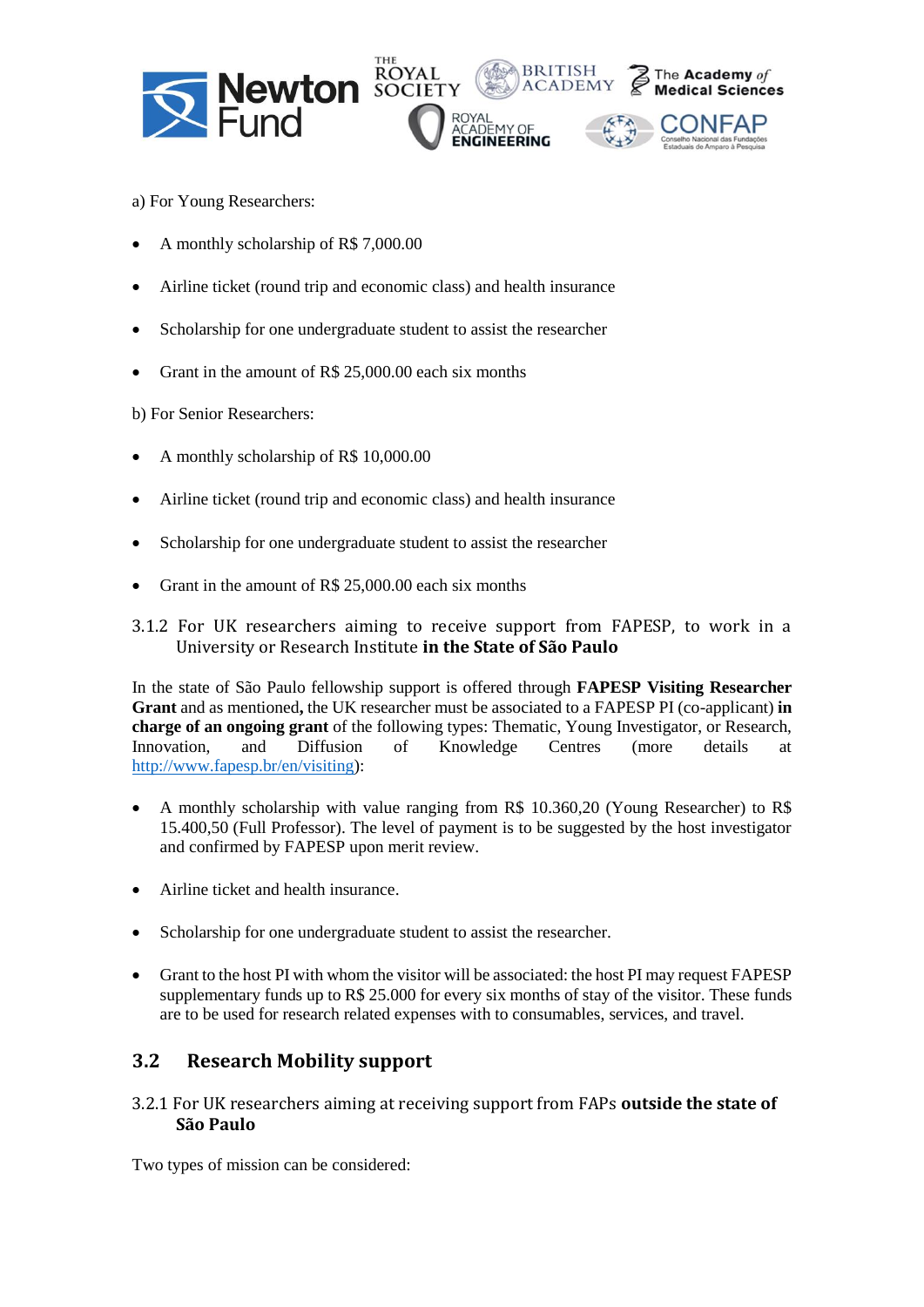a) For Young Researchers:

- A monthly scholarship of R$ 7,000.00
- Airline ticket (round trip and economic class) and health insurance
- Scholarship for one undergraduate student to assist the researcher
- Grant in the amount of R$ 25,000.00 each six months

b) For Senior Researchers:

- A monthly scholarship of R$ 10,000.00
- Airline ticket (round trip and economic class) and health insurance
- Scholarship for one undergraduate student to assist the researcher
- Grant in the amount of R$ 25,000.00 each six months

### 3.1.2 For UK researchers aiming to receive support from FAPESP, to work in a University or Research Institute **in the State of São Paulo**

In the state of São Paulo fellowship support is offered through **FAPESP Visiting Researcher Grant** and as mentioned**,** the UK researcher must be associated to a FAPESP PI (co-applicant) **in charge of an ongoing grant** of the following types: Thematic, Young Investigator, or Research, Innovation, and Diffusion of Knowledge Centres (more details at http://www.fapesp.br/en/visiting):

- A monthly scholarship with value ranging from R$ 10.360,20 (Young Researcher) to R$ 15.400,50 (Full Professor). The level of payment is to be suggested by the host investigator and confirmed by FAPESP upon merit review.
- Airline ticket and health insurance.
- Scholarship for one undergraduate student to assist the researcher.
- Grant to the host PI with whom the visitor will be associated: the host PI may request FAPESP supplementary funds up to R$ 25.000 for every six months of stay of the visitor. These funds are to be used for research related expenses with to consumables, services, and travel.

## 3.2 Research Mobility support

### 3.2.1 For UK researchers aiming at receiving support from FAPs **outside the state of São Paulo**

Two types of mission can be considered: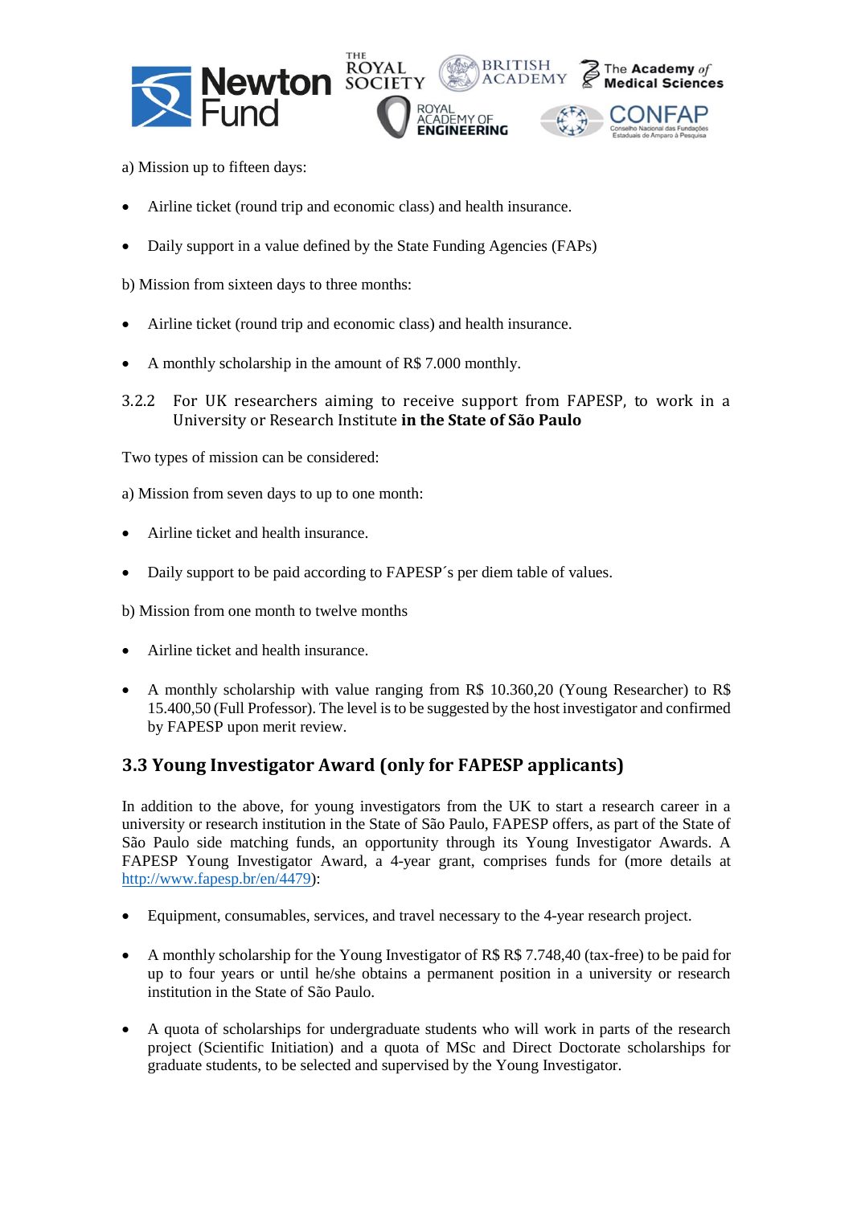a) Mission up to fifteen days:

- Airline ticket (round trip and economic class) and health insurance.
- Daily support in a value defined by the State Funding Agencies (FAPs)

b) Mission from sixteen days to three months:

- Airline ticket (round trip and economic class) and health insurance.
- A monthly scholarship in the amount of R$ 7.000 monthly.

### 3.2.2 For UK researchers aiming to receive support from FAPESP, to work in a University or Research Institute **in the State of São Paulo**

Two types of mission can be considered:

a) Mission from seven days to up to one month:

- Airline ticket and health insurance.
- Daily support to be paid according to FAPESP´s per diem table of values.

b) Mission from one month to twelve months

- Airline ticket and health insurance.
- A monthly scholarship with value ranging from R$ 10.360,20 (Young Researcher) to R$ 15.400,50 (Full Professor). The level is to be suggested by the host investigator and confirmed by FAPESP upon merit review.

## 3.3 Young Investigator Award (only for FAPESP applicants)

In addition to the above, for young investigators from the UK to start a research career in a university or research institution in the State of São Paulo, FAPESP offers, as part of the State of São Paulo side matching funds, an opportunity through its Young Investigator Awards. A FAPESP Young Investigator Award, a 4-year grant, comprises funds for (more details at http://www.fapesp.br/en/4479):

- Equipment, consumables, services, and travel necessary to the 4-year research project.
- A monthly scholarship for the Young Investigator of R$ R$ 7.748,40 (tax-free) to be paid for up to four years or until he/she obtains a permanent position in a university or research institution in the State of São Paulo.
- A quota of scholarships for undergraduate students who will work in parts of the research project (Scientific Initiation) and a quota of MSc and Direct Doctorate scholarships for graduate students, to be selected and supervised by the Young Investigator.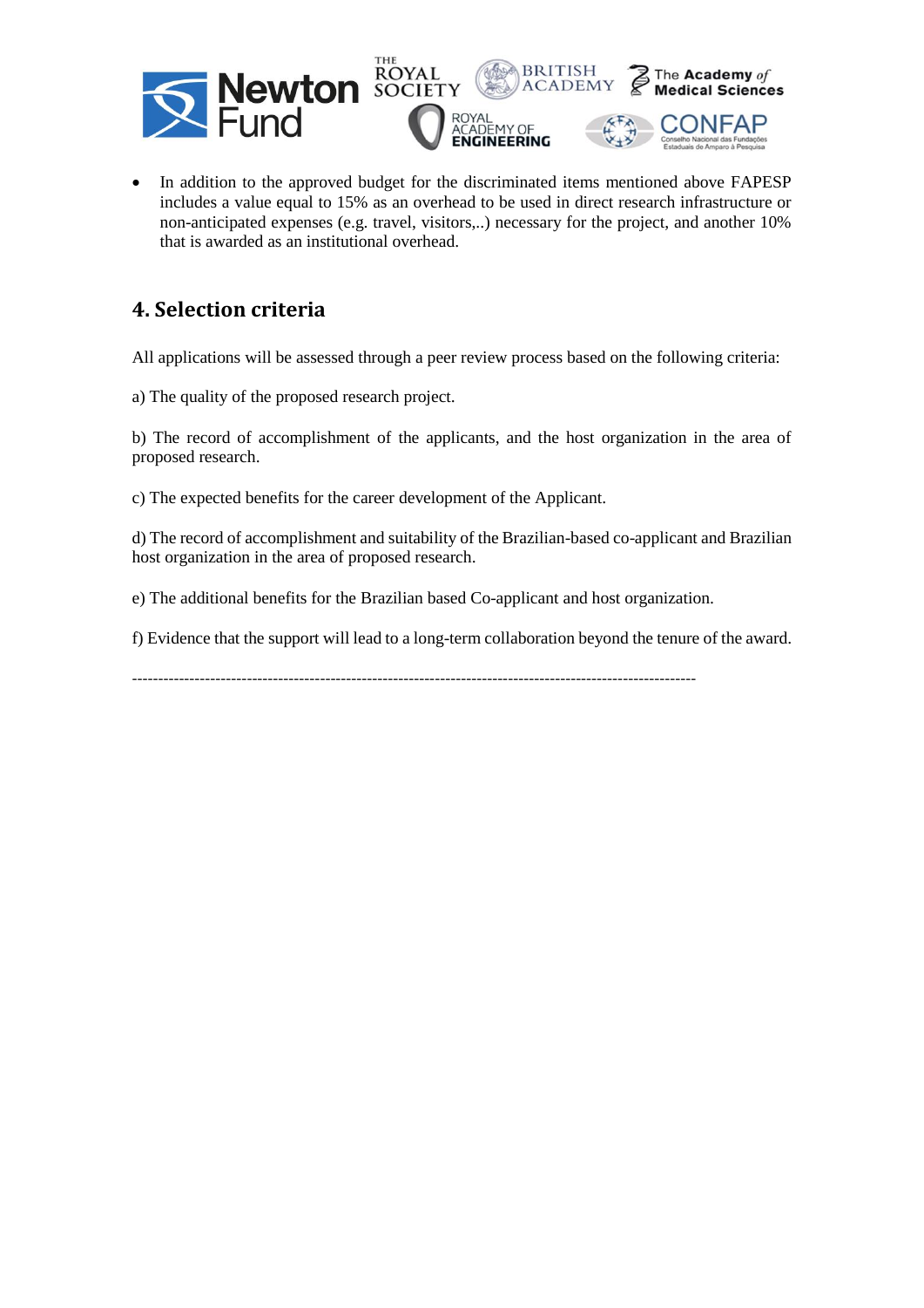- In addition to the approved budget for the discriminated items mentioned above FAPESP includes a value equal to 15% as an overhead to be used in direct research infrastructure or non-anticipated expenses (e.g. travel, visitors,..) necessary for the project, and another 10% that is awarded as an institutional overhead.

## 4. Selection criteria

All applications will be assessed through a peer review process based on the following criteria:

a) The quality of the proposed research project.

b) The record of accomplishment of the applicants, and the host organization in the area of proposed research.

c) The expected benefits for the career development of the Applicant.

d) The record of accomplishment and suitability of the Brazilian-based co-applicant and Brazilian host organization in the area of proposed research.

e) The additional benefits for the Brazilian based Co-applicant and host organization.

f) Evidence that the support will lead to a long-term collaboration beyond the tenure of the award.

---